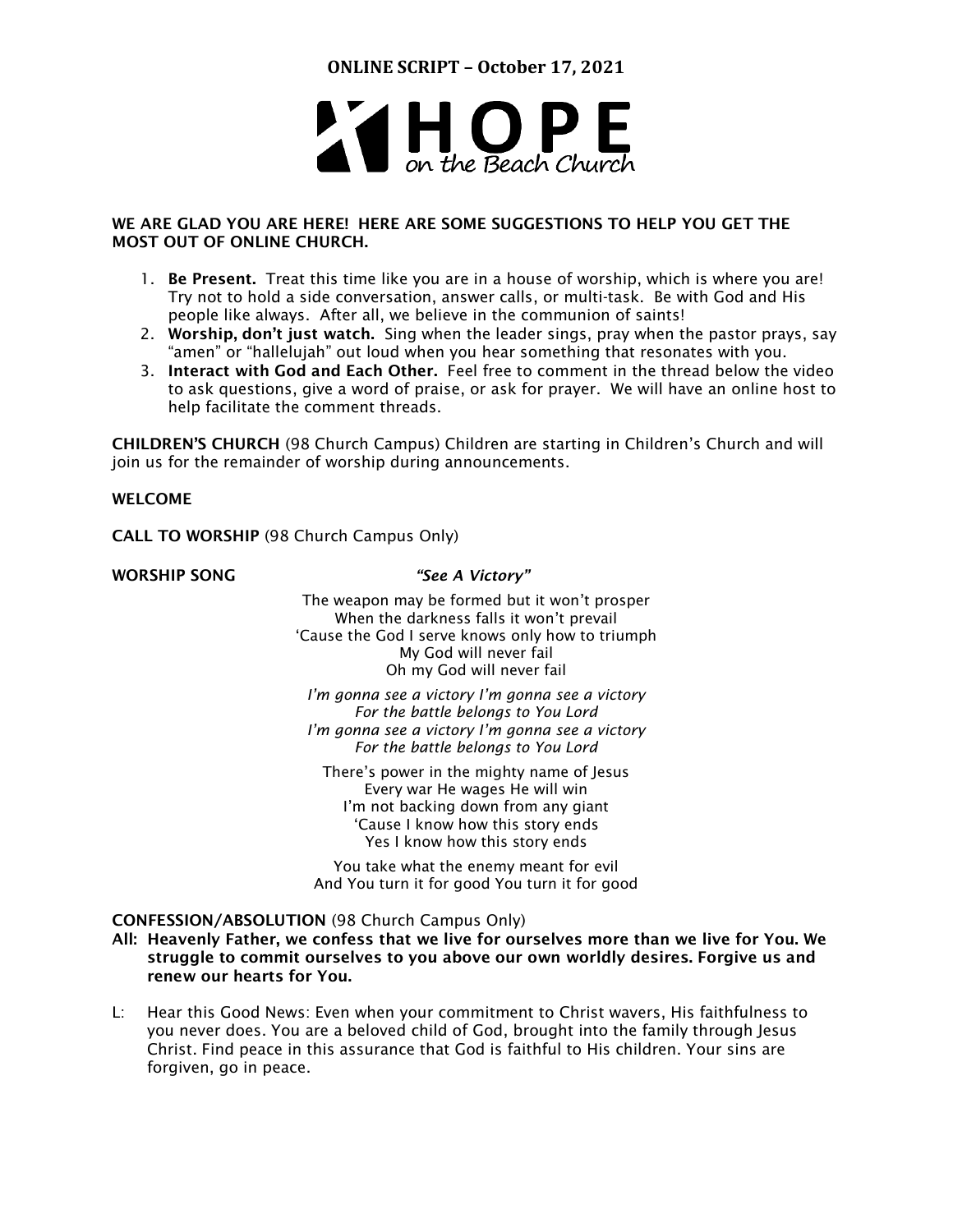# ONLINE SCRIPT – October 17, 2021

HOPE on the Beach Church

**WE ARE GLAD YOU ARE HERE! HERE ARE SOME SUGGESTIONS TO HELP YOU GET THE MOST OUT OF ONLINE CHURCH.**

1. **Be Present.** Treat this time like you are in a house of worship, which is where you are! Try not to hold a side conversation, answer calls, or multi-task. Be with God and His people like always. After all, we believe in the communion of saints!
2. **Worship, don't just watch.** Sing when the leader sings, pray when the pastor prays, say "amen" or "hallelujah" out loud when you hear something that resonates with you.
3. **Interact with God and Each Other.** Feel free to comment in the thread below the video to ask questions, give a word of praise, or ask for prayer. We will have an online host to help facilitate the comment threads.

**CHILDREN'S CHURCH** (98 Church Campus) Children are starting in Children's Church and will join us for the remainder of worship during announcements.

**WELCOME**

**CALL TO WORSHIP** (98 Church Campus Only)

**WORSHIP SONG** ***"See A Victory"***

The weapon may be formed but it won't prosper
When the darkness falls it won't prevail
'Cause the God I serve knows only how to triumph
My God will never fail
Oh my God will never fail

*I'm gonna see a victory I'm gonna see a victory*
*For the battle belongs to You Lord*
*I'm gonna see a victory I'm gonna see a victory*
*For the battle belongs to You Lord*

There's power in the mighty name of Jesus
Every war He wages He will win
I'm not backing down from any giant
'Cause I know how this story ends
Yes I know how this story ends

You take what the enemy meant for evil
And You turn it for good You turn it for good

**CONFESSION/ABSOLUTION** (98 Church Campus Only)

**All: Heavenly Father, we confess that we live for ourselves more than we live for You. We struggle to commit ourselves to you above our own worldly desires. Forgive us and renew our hearts for You.**

L: Hear this Good News: Even when your commitment to Christ wavers, His faithfulness to you never does. You are a beloved child of God, brought into the family through Jesus Christ. Find peace in this assurance that God is faithful to His children. Your sins are forgiven, go in peace.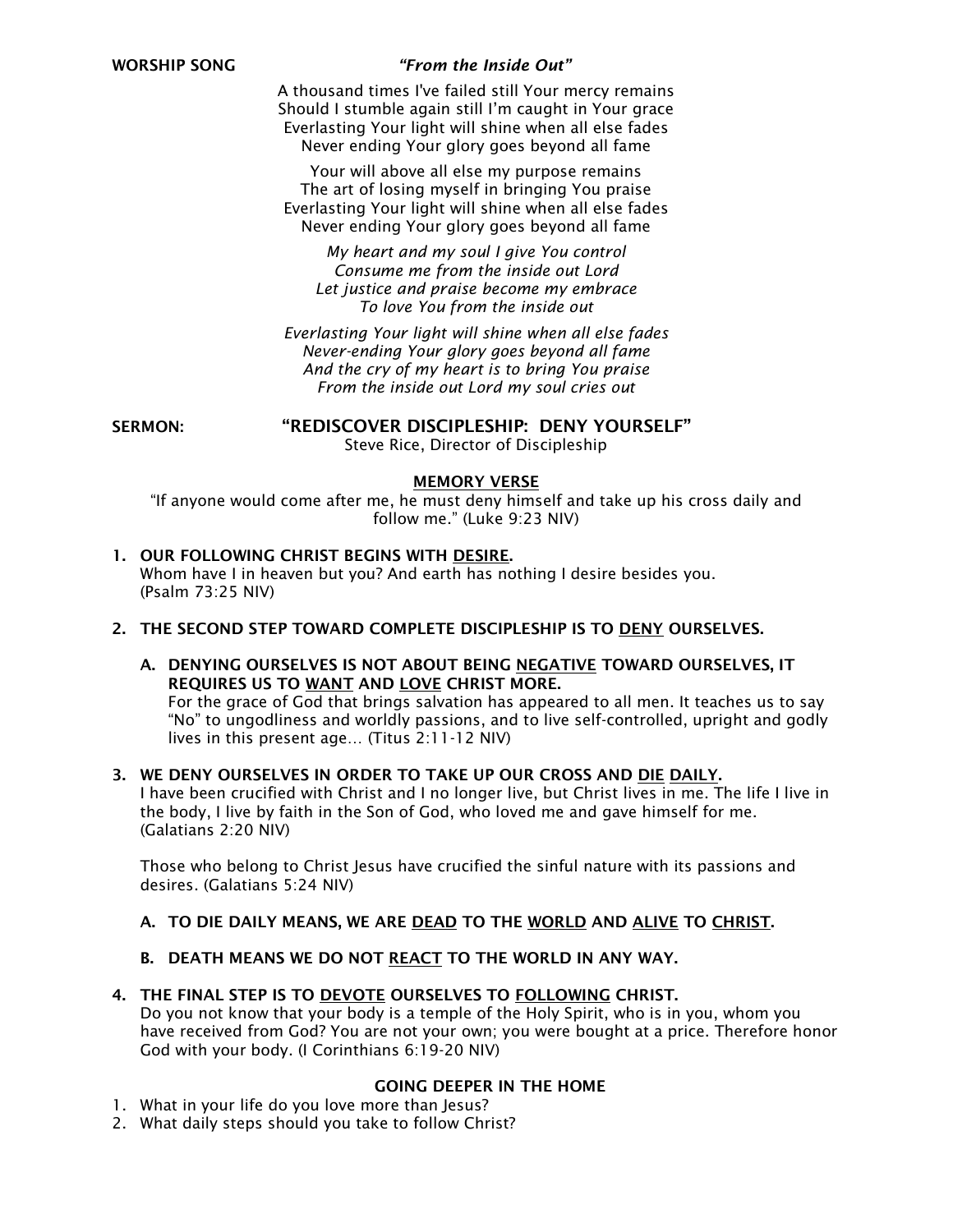**WORSHIP SONG** *"From the Inside Out"*

A thousand times I've failed still Your mercy remains
Should I stumble again still I'm caught in Your grace
Everlasting Your light will shine when all else fades
Never ending Your glory goes beyond all fame

Your will above all else my purpose remains
The art of losing myself in bringing You praise
Everlasting Your light will shine when all else fades
Never ending Your glory goes beyond all fame

*My heart and my soul I give You control*
*Consume me from the inside out Lord*
*Let justice and praise become my embrace*
*To love You from the inside out*

*Everlasting Your light will shine when all else fades*
*Never-ending Your glory goes beyond all fame*
*And the cry of my heart is to bring You praise*
*From the inside out Lord my soul cries out*

**SERMON:** **"REDISCOVER DISCIPLESHIP: DENY YOURSELF"**
Steve Rice, Director of Discipleship

**MEMORY VERSE**

"If anyone would come after me, he must deny himself and take up his cross daily and follow me." (Luke 9:23 NIV)

1. **OUR FOLLOWING CHRIST BEGINS WITH DESIRE.**
   Whom have I in heaven but you? And earth has nothing I desire besides you. (Psalm 73:25 NIV)

2. **THE SECOND STEP TOWARD COMPLETE DISCIPLESHIP IS TO DENY OURSELVES.**

   A. **DENYING OURSELVES IS NOT ABOUT BEING NEGATIVE TOWARD OURSELVES, IT REQUIRES US TO WANT AND LOVE CHRIST MORE.**
   For the grace of God that brings salvation has appeared to all men. It teaches us to say "No" to ungodliness and worldly passions, and to live self-controlled, upright and godly lives in this present age… (Titus 2:11-12 NIV)

3. **WE DENY OURSELVES IN ORDER TO TAKE UP OUR CROSS AND DIE DAILY.**
   I have been crucified with Christ and I no longer live, but Christ lives in me. The life I live in the body, I live by faith in the Son of God, who loved me and gave himself for me. (Galatians 2:20 NIV)

   Those who belong to Christ Jesus have crucified the sinful nature with its passions and desires. (Galatians 5:24 NIV)

   A. **TO DIE DAILY MEANS, WE ARE DEAD TO THE WORLD AND ALIVE TO CHRIST.**

   B. **DEATH MEANS WE DO NOT REACT TO THE WORLD IN ANY WAY.**

4. **THE FINAL STEP IS TO DEVOTE OURSELVES TO FOLLOWING CHRIST.**
   Do you not know that your body is a temple of the Holy Spirit, who is in you, whom you have received from God? You are not your own; you were bought at a price. Therefore honor God with your body. (I Corinthians 6:19-20 NIV)

**GOING DEEPER IN THE HOME**

1. What in your life do you love more than Jesus?
2. What daily steps should you take to follow Christ?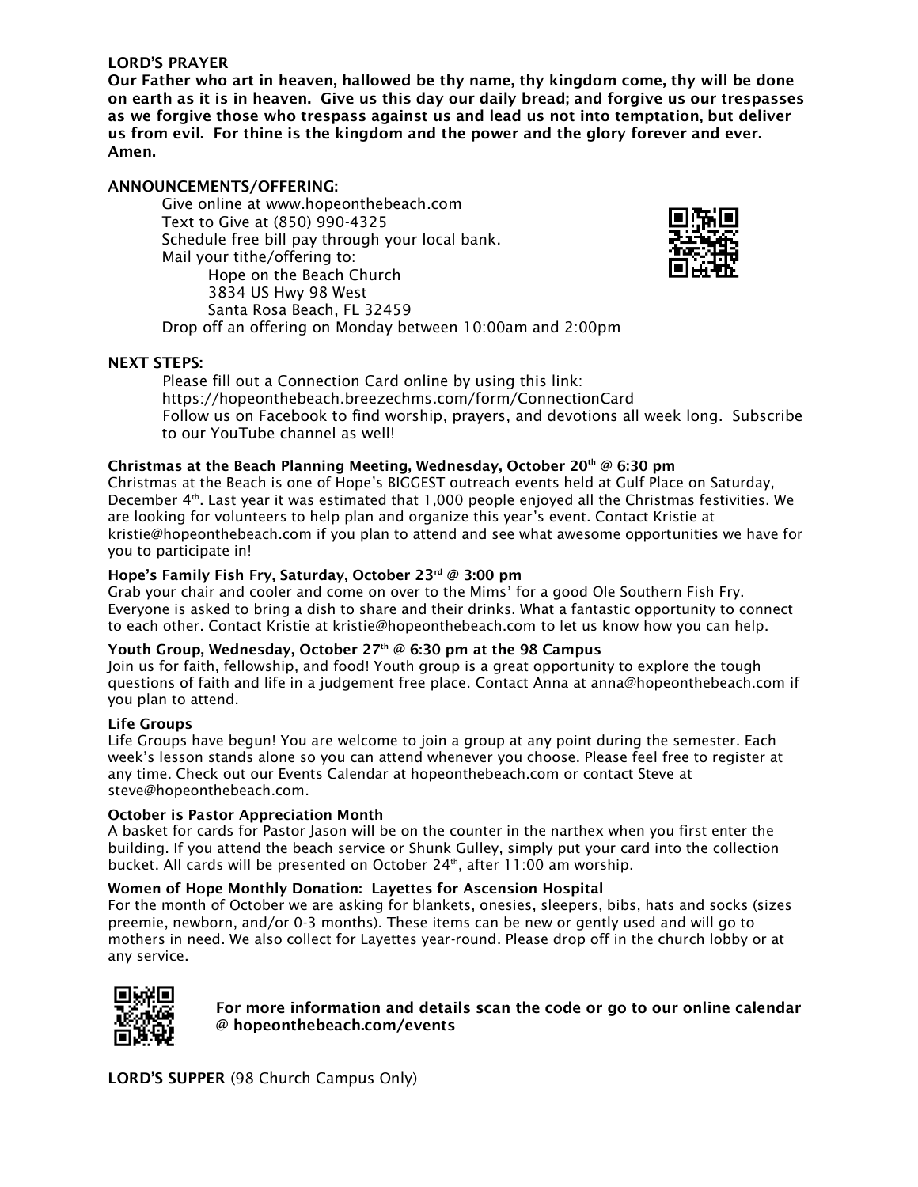**LORD'S PRAYER**

**Our Father who art in heaven, hallowed be thy name, thy kingdom come, thy will be done on earth as it is in heaven. Give us this day our daily bread; and forgive us our trespasses as we forgive those who trespass against us and lead us not into temptation, but deliver us from evil. For thine is the kingdom and the power and the glory forever and ever. Amen.**

**ANNOUNCEMENTS/OFFERING:**

Give online at www.hopeonthebeach.com
Text to Give at (850) 990-4325
Schedule free bill pay through your local bank.
Mail your tithe/offering to:
Hope on the Beach Church
3834 US Hwy 98 West
Santa Rosa Beach, FL 32459
Drop off an offering on Monday between 10:00am and 2:00pm

**NEXT STEPS:**

Please fill out a Connection Card online by using this link:
https://hopeonthebeach.breezechms.com/form/ConnectionCard
Follow us on Facebook to find worship, prayers, and devotions all week long. Subscribe to our YouTube channel as well!

**Christmas at the Beach Planning Meeting, Wednesday, October 20th @ 6:30 pm**

Christmas at the Beach is one of Hope's BIGGEST outreach events held at Gulf Place on Saturday, December 4th. Last year it was estimated that 1,000 people enjoyed all the Christmas festivities. We are looking for volunteers to help plan and organize this year's event. Contact Kristie at kristie@hopeonthebeach.com if you plan to attend and see what awesome opportunities we have for you to participate in!

**Hope's Family Fish Fry, Saturday, October 23rd @ 3:00 pm**

Grab your chair and cooler and come on over to the Mims' for a good Ole Southern Fish Fry. Everyone is asked to bring a dish to share and their drinks. What a fantastic opportunity to connect to each other. Contact Kristie at kristie@hopeonthebeach.com to let us know how you can help.

**Youth Group, Wednesday, October 27th @ 6:30 pm at the 98 Campus**

Join us for faith, fellowship, and food! Youth group is a great opportunity to explore the tough questions of faith and life in a judgement free place. Contact Anna at anna@hopeonthebeach.com if you plan to attend.

**Life Groups**

Life Groups have begun! You are welcome to join a group at any point during the semester. Each week's lesson stands alone so you can attend whenever you choose. Please feel free to register at any time. Check out our Events Calendar at hopeonthebeach.com or contact Steve at steve@hopeonthebeach.com.

**October is Pastor Appreciation Month**

A basket for cards for Pastor Jason will be on the counter in the narthex when you first enter the building. If you attend the beach service or Shunk Gulley, simply put your card into the collection bucket. All cards will be presented on October 24th, after 11:00 am worship.

**Women of Hope Monthly Donation: Layettes for Ascension Hospital**

For the month of October we are asking for blankets, onesies, sleepers, bibs, hats and socks (sizes preemie, newborn, and/or 0-3 months). These items can be new or gently used and will go to mothers in need. We also collect for Layettes year-round. Please drop off in the church lobby or at any service.

**For more information and details scan the code or go to our online calendar @ hopeonthebeach.com/events**

**LORD'S SUPPER** (98 Church Campus Only)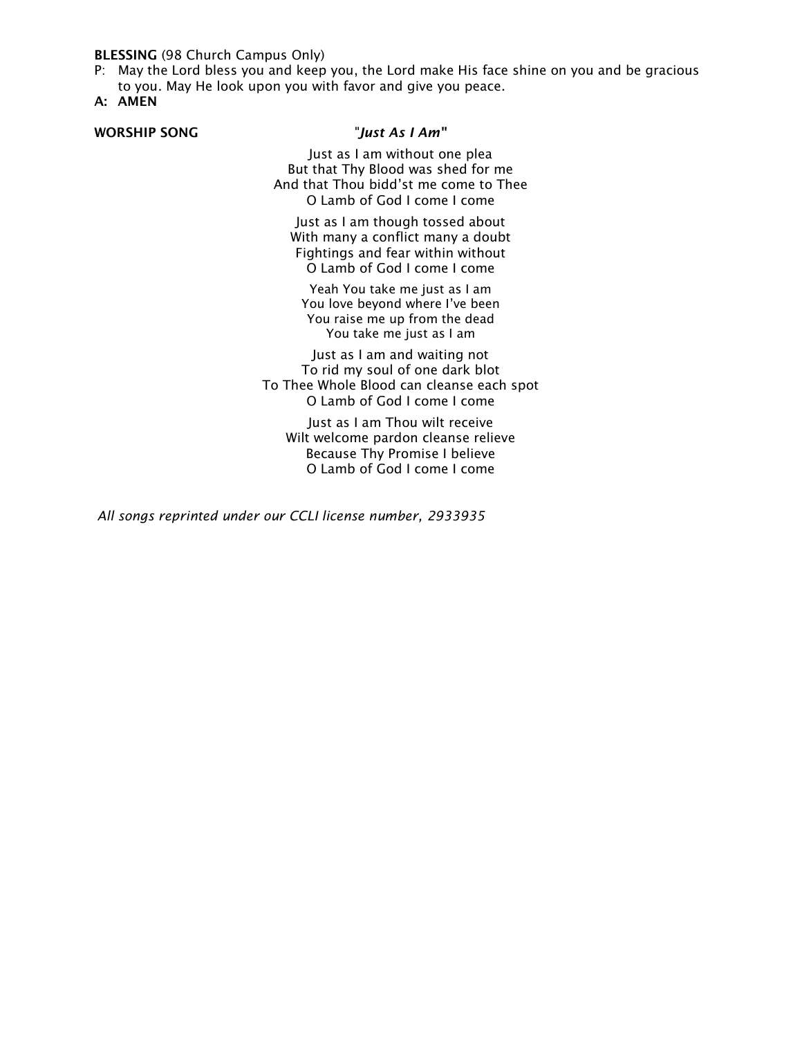**BLESSING** (98 Church Campus Only)

P: May the Lord bless you and keep you, the Lord make His face shine on you and be gracious to you. May He look upon you with favor and give you peace.

**A: AMEN**

**WORSHIP SONG** "***Just As I Am***"

Just as I am without one plea  
But that Thy Blood was shed for me  
And that Thou bidd'st me come to Thee  
O Lamb of God I come I come

Just as I am though tossed about  
With many a conflict many a doubt  
Fightings and fear within without  
O Lamb of God I come I come

Yeah You take me just as I am  
You love beyond where I've been  
You raise me up from the dead  
You take me just as I am

Just as I am and waiting not  
To rid my soul of one dark blot  
To Thee Whole Blood can cleanse each spot  
O Lamb of God I come I come

Just as I am Thou wilt receive  
Wilt welcome pardon cleanse relieve  
Because Thy Promise I believe  
O Lamb of God I come I come

*All songs reprinted under our CCLI license number, 2933935*